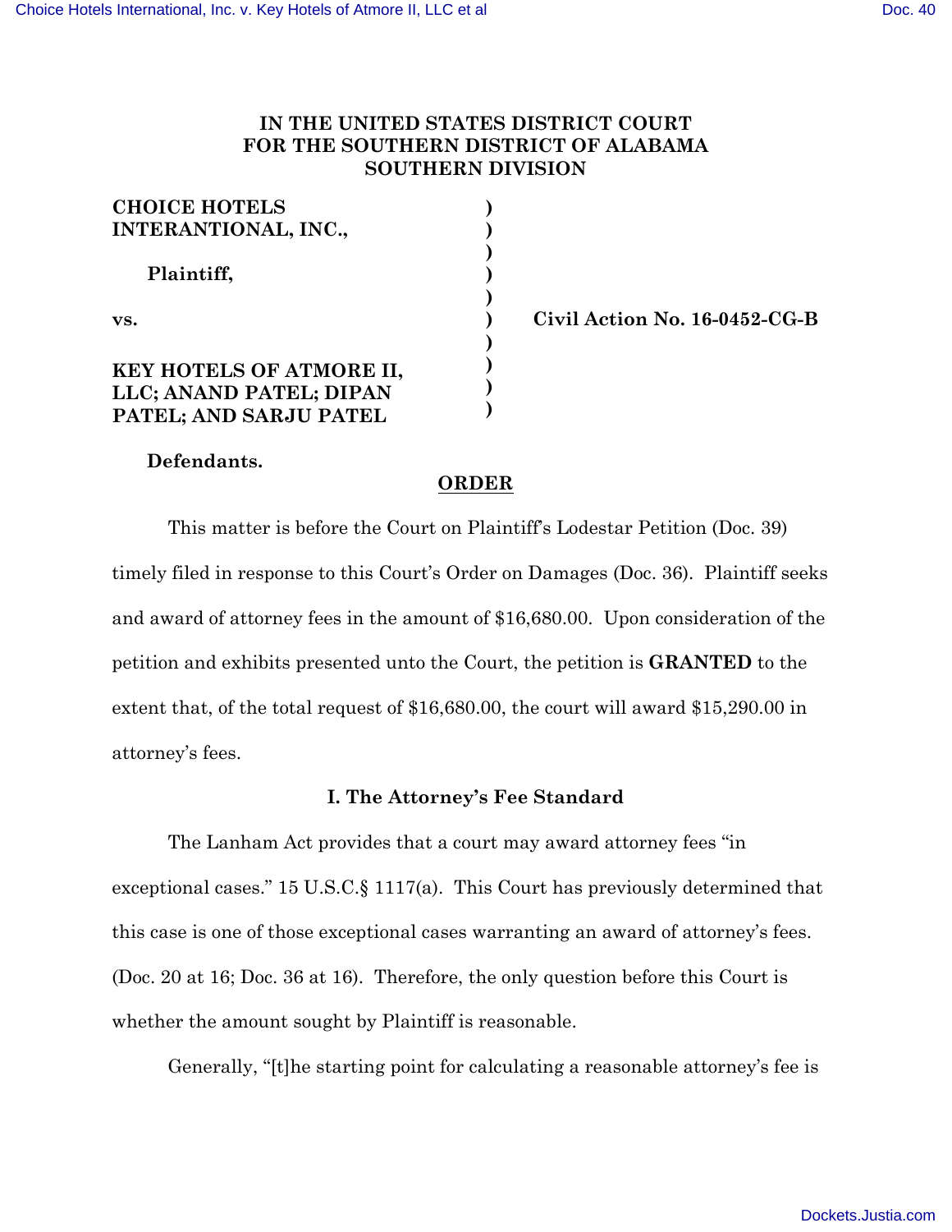# IN THE UNITED STATES DISTRICT COURT FOR THE SOUTHERN DISTRICT OF ALABAMA SOUTHERN DIVISION

| | | |
|---|---|---|
| **CHOICE HOTELS INTERANTIONAL, INC.,** | ) | |
| **Plaintiff,** | ) | |
| **vs.** | ) | **Civil Action No. 16-0452-CG-B** |
| **KEY HOTELS OF ATMORE II, LLC; ANAND PATEL; DIPAN PATEL; AND SARJU PATEL** | ) | |
| **Defendants.** | | |

## ORDER

This matter is before the Court on Plaintiff's Lodestar Petition (Doc. 39) timely filed in response to this Court's Order on Damages (Doc. 36). Plaintiff seeks and award of attorney fees in the amount of $16,680.00. Upon consideration of the petition and exhibits presented unto the Court, the petition is **GRANTED** to the extent that, of the total request of $16,680.00, the court will award $15,290.00 in attorney's fees.

### I. The Attorney's Fee Standard

The Lanham Act provides that a court may award attorney fees "in exceptional cases." 15 U.S.C.§ 1117(a). This Court has previously determined that this case is one of those exceptional cases warranting an award of attorney's fees. (Doc. 20 at 16; Doc. 36 at 16). Therefore, the only question before this Court is whether the amount sought by Plaintiff is reasonable.

Generally, "[t]he starting point for calculating a reasonable attorney's fee is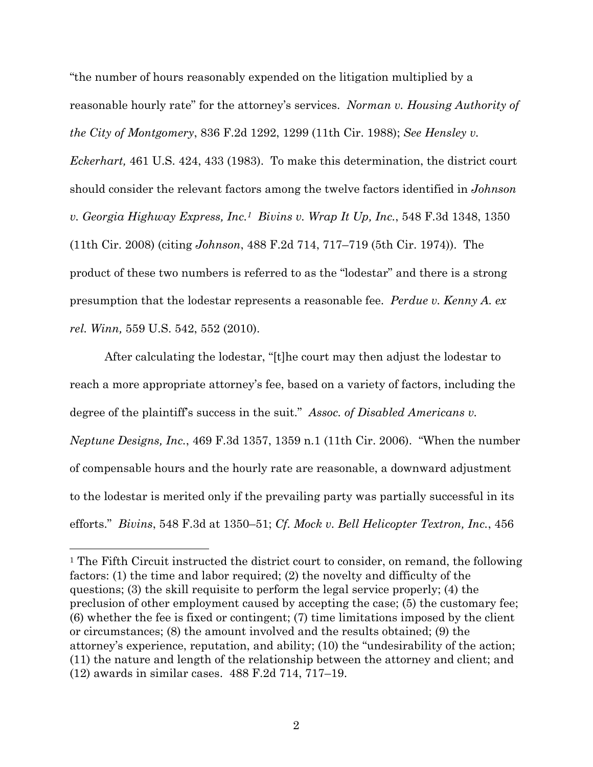"the number of hours reasonably expended on the litigation multiplied by a reasonable hourly rate" for the attorney's services. *Norman v. Housing Authority of the City of Montgomery*, 836 F.2d 1292, 1299 (11th Cir. 1988); *See Hensley v. Eckerhart,* 461 U.S. 424, 433 (1983). To make this determination, the district court should consider the relevant factors among the twelve factors identified in *Johnson v. Georgia Highway Express, Inc.*[1] *Bivins v. Wrap It Up, Inc.*, 548 F.3d 1348, 1350 (11th Cir. 2008) (citing *Johnson*, 488 F.2d 714, 717–719 (5th Cir. 1974)). The product of these two numbers is referred to as the "lodestar" and there is a strong presumption that the lodestar represents a reasonable fee. *Perdue v. Kenny A. ex rel. Winn,* 559 U.S. 542, 552 (2010).

After calculating the lodestar, "[t]he court may then adjust the lodestar to reach a more appropriate attorney's fee, based on a variety of factors, including the degree of the plaintiff's success in the suit." *Assoc. of Disabled Americans v. Neptune Designs, Inc.*, 469 F.3d 1357, 1359 n.1 (11th Cir. 2006). "When the number of compensable hours and the hourly rate are reasonable, a downward adjustment to the lodestar is merited only if the prevailing party was partially successful in its efforts." *Bivins*, 548 F.3d at 1350–51; *Cf. Mock v. Bell Helicopter Textron, Inc.*, 456

---

[1] The Fifth Circuit instructed the district court to consider, on remand, the following factors: (1) the time and labor required; (2) the novelty and difficulty of the questions; (3) the skill requisite to perform the legal service properly; (4) the preclusion of other employment caused by accepting the case; (5) the customary fee; (6) whether the fee is fixed or contingent; (7) time limitations imposed by the client or circumstances; (8) the amount involved and the results obtained; (9) the attorney's experience, reputation, and ability; (10) the "undesirability of the action; (11) the nature and length of the relationship between the attorney and client; and (12) awards in similar cases. 488 F.2d 714, 717–19.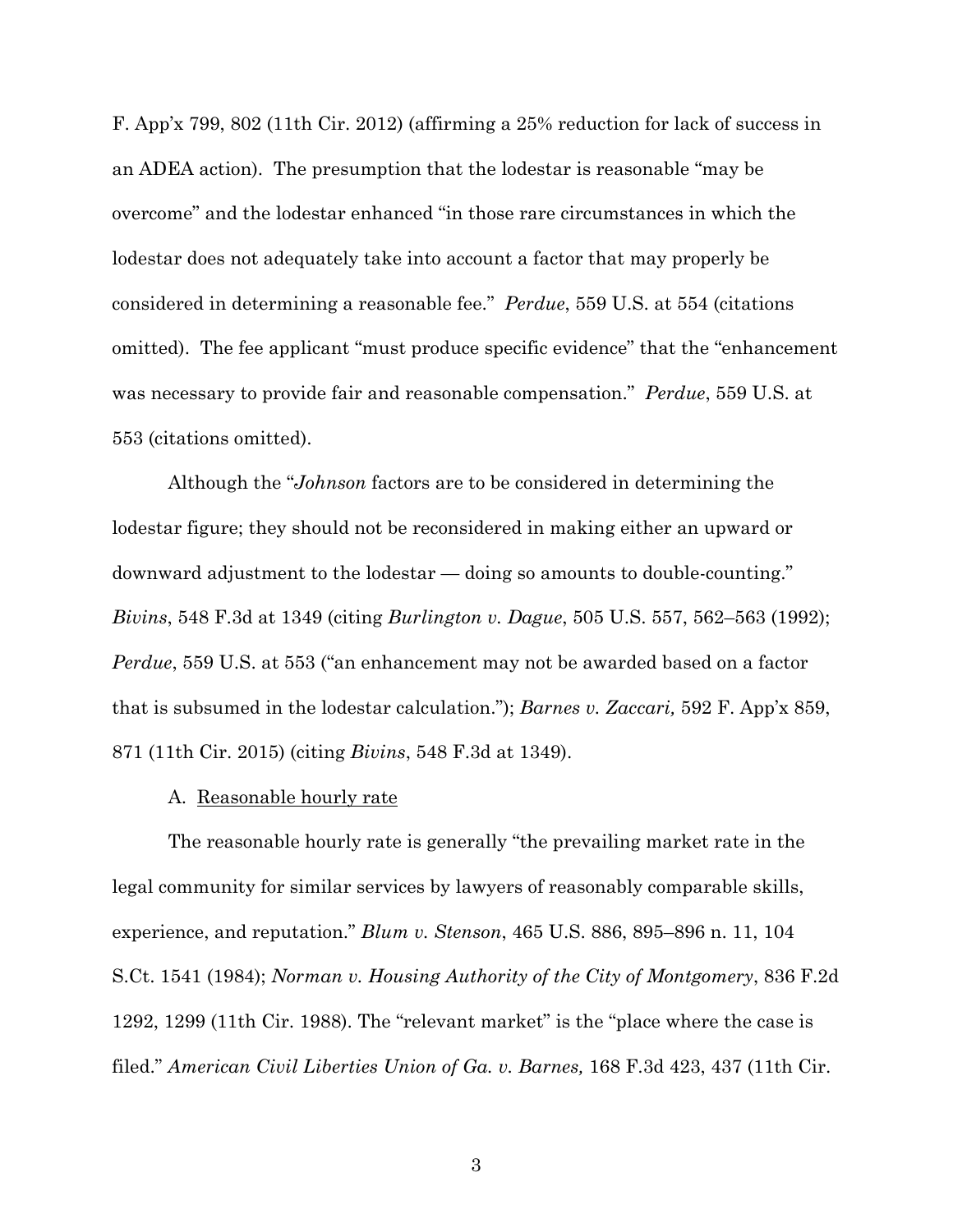F. App'x 799, 802 (11th Cir. 2012) (affirming a 25% reduction for lack of success in an ADEA action). The presumption that the lodestar is reasonable "may be overcome" and the lodestar enhanced "in those rare circumstances in which the lodestar does not adequately take into account a factor that may properly be considered in determining a reasonable fee." *Perdue*, 559 U.S. at 554 (citations omitted). The fee applicant "must produce specific evidence" that the "enhancement was necessary to provide fair and reasonable compensation." *Perdue*, 559 U.S. at 553 (citations omitted).

Although the "*Johnson* factors are to be considered in determining the lodestar figure; they should not be reconsidered in making either an upward or downward adjustment to the lodestar — doing so amounts to double-counting." *Bivins*, 548 F.3d at 1349 (citing *Burlington v. Dague*, 505 U.S. 557, 562–563 (1992); *Perdue*, 559 U.S. at 553 ("an enhancement may not be awarded based on a factor that is subsumed in the lodestar calculation."); *Barnes v. Zaccari,* 592 F. App'x 859, 871 (11th Cir. 2015) (citing *Bivins*, 548 F.3d at 1349).

A. Reasonable hourly rate

The reasonable hourly rate is generally "the prevailing market rate in the legal community for similar services by lawyers of reasonably comparable skills, experience, and reputation." *Blum v. Stenson*, 465 U.S. 886, 895–896 n. 11, 104 S.Ct. 1541 (1984); *Norman v. Housing Authority of the City of Montgomery*, 836 F.2d 1292, 1299 (11th Cir. 1988). The "relevant market" is the "place where the case is filed." *American Civil Liberties Union of Ga. v. Barnes,* 168 F.3d 423, 437 (11th Cir.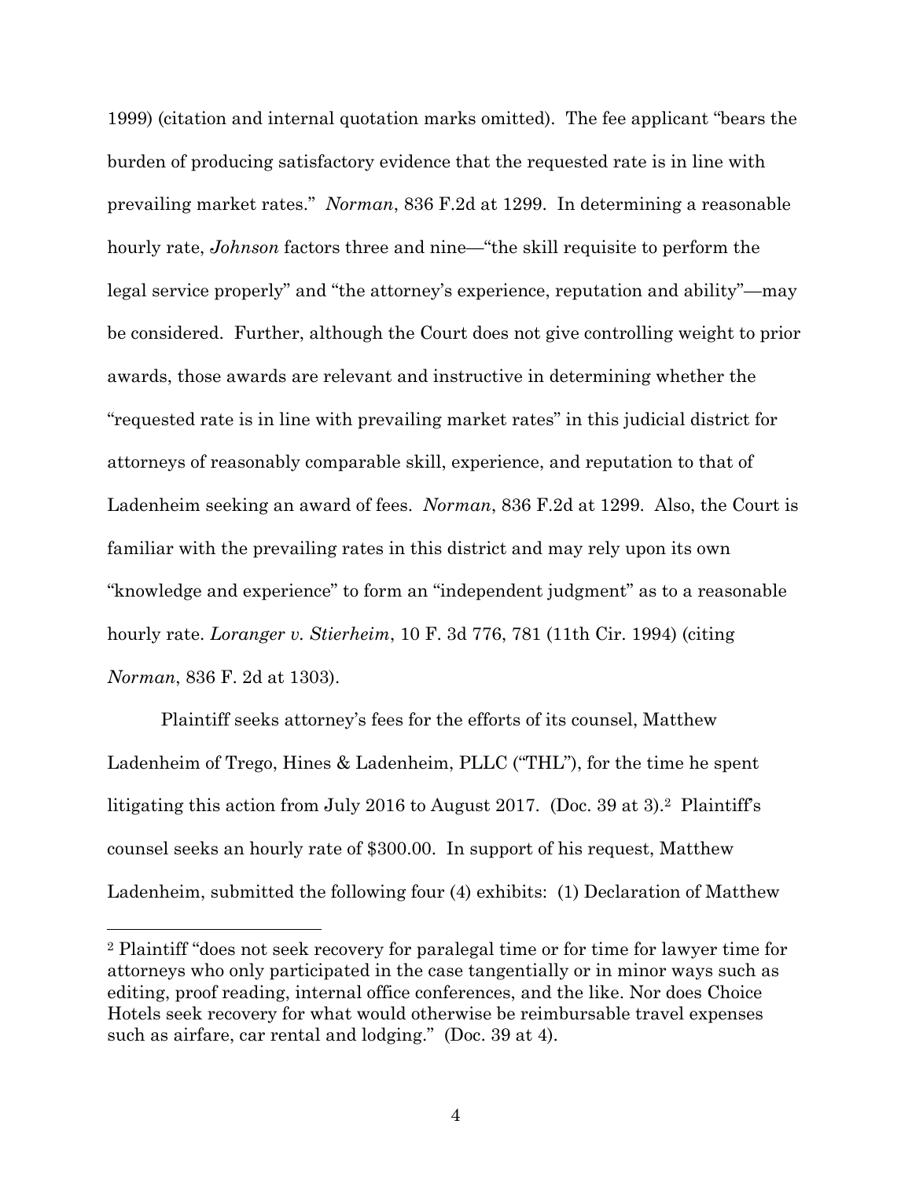1999) (citation and internal quotation marks omitted). The fee applicant "bears the burden of producing satisfactory evidence that the requested rate is in line with prevailing market rates." *Norman*, 836 F.2d at 1299. In determining a reasonable hourly rate, *Johnson* factors three and nine—"the skill requisite to perform the legal service properly" and "the attorney's experience, reputation and ability"—may be considered. Further, although the Court does not give controlling weight to prior awards, those awards are relevant and instructive in determining whether the "requested rate is in line with prevailing market rates" in this judicial district for attorneys of reasonably comparable skill, experience, and reputation to that of Ladenheim seeking an award of fees. *Norman*, 836 F.2d at 1299. Also, the Court is familiar with the prevailing rates in this district and may rely upon its own "knowledge and experience" to form an "independent judgment" as to a reasonable hourly rate. *Loranger v. Stierheim*, 10 F. 3d 776, 781 (11th Cir. 1994) (citing *Norman*, 836 F. 2d at 1303).

Plaintiff seeks attorney's fees for the efforts of its counsel, Matthew Ladenheim of Trego, Hines & Ladenheim, PLLC ("THL"), for the time he spent litigating this action from July 2016 to August 2017. (Doc. 39 at 3).[2] Plaintiff's counsel seeks an hourly rate of $300.00. In support of his request, Matthew Ladenheim, submitted the following four (4) exhibits: (1) Declaration of Matthew

[2] Plaintiff "does not seek recovery for paralegal time or for time for lawyer time for attorneys who only participated in the case tangentially or in minor ways such as editing, proof reading, internal office conferences, and the like. Nor does Choice Hotels seek recovery for what would otherwise be reimbursable travel expenses such as airfare, car rental and lodging." (Doc. 39 at 4).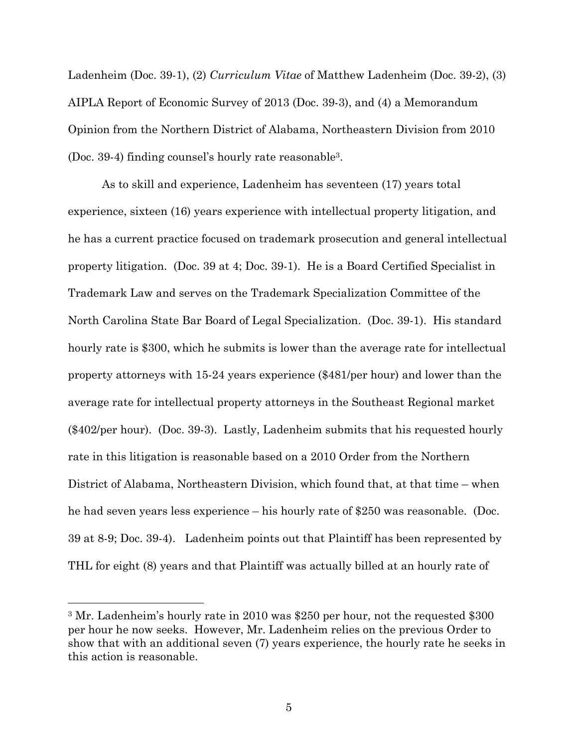Ladenheim (Doc. 39-1), (2) *Curriculum Vitae* of Matthew Ladenheim (Doc. 39-2), (3) AIPLA Report of Economic Survey of 2013 (Doc. 39-3), and (4) a Memorandum Opinion from the Northern District of Alabama, Northeastern Division from 2010 (Doc. 39-4) finding counsel's hourly rate reasonable[3].

As to skill and experience, Ladenheim has seventeen (17) years total experience, sixteen (16) years experience with intellectual property litigation, and he has a current practice focused on trademark prosecution and general intellectual property litigation. (Doc. 39 at 4; Doc. 39-1). He is a Board Certified Specialist in Trademark Law and serves on the Trademark Specialization Committee of the North Carolina State Bar Board of Legal Specialization. (Doc. 39-1). His standard hourly rate is $300, which he submits is lower than the average rate for intellectual property attorneys with 15-24 years experience ($481/per hour) and lower than the average rate for intellectual property attorneys in the Southeast Regional market ($402/per hour). (Doc. 39-3). Lastly, Ladenheim submits that his requested hourly rate in this litigation is reasonable based on a 2010 Order from the Northern District of Alabama, Northeastern Division, which found that, at that time – when he had seven years less experience – his hourly rate of $250 was reasonable. (Doc. 39 at 8-9; Doc. 39-4). Ladenheim points out that Plaintiff has been represented by THL for eight (8) years and that Plaintiff was actually billed at an hourly rate of

[3] Mr. Ladenheim's hourly rate in 2010 was $250 per hour, not the requested $300 per hour he now seeks. However, Mr. Ladenheim relies on the previous Order to show that with an additional seven (7) years experience, the hourly rate he seeks in this action is reasonable.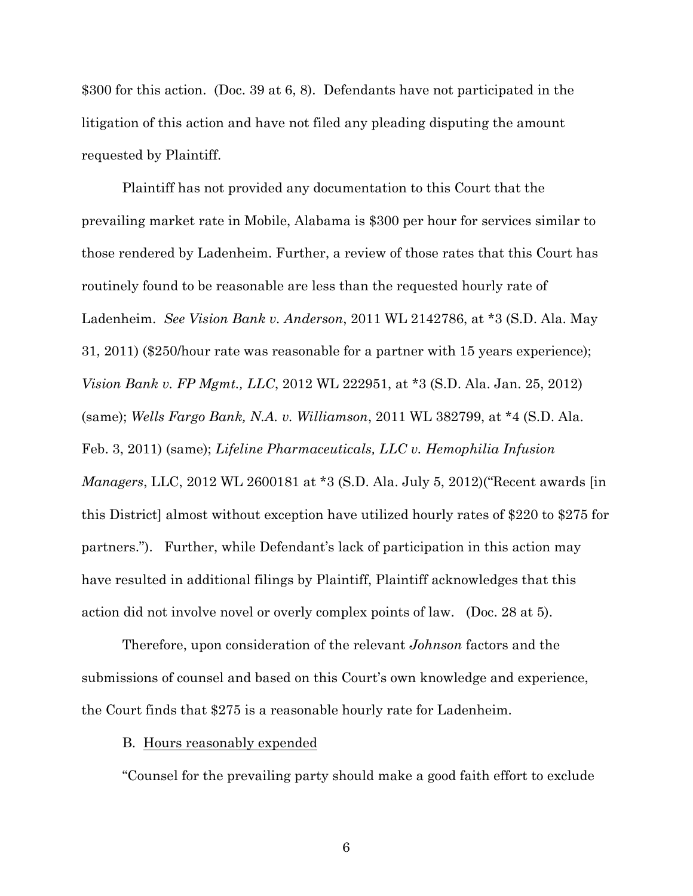$300 for this action. (Doc. 39 at 6, 8). Defendants have not participated in the litigation of this action and have not filed any pleading disputing the amount requested by Plaintiff.

Plaintiff has not provided any documentation to this Court that the prevailing market rate in Mobile, Alabama is $300 per hour for services similar to those rendered by Ladenheim. Further, a review of those rates that this Court has routinely found to be reasonable are less than the requested hourly rate of Ladenheim. *See Vision Bank v. Anderson*, 2011 WL 2142786, at *3 (S.D. Ala. May 31, 2011) ($250/hour rate was reasonable for a partner with 15 years experience); *Vision Bank v. FP Mgmt., LLC*, 2012 WL 222951, at *3 (S.D. Ala. Jan. 25, 2012) (same); *Wells Fargo Bank, N.A. v. Williamson*, 2011 WL 382799, at *4 (S.D. Ala. Feb. 3, 2011) (same); *Lifeline Pharmaceuticals, LLC v. Hemophilia Infusion Managers*, LLC, 2012 WL 2600181 at *3 (S.D. Ala. July 5, 2012)("Recent awards [in this District] almost without exception have utilized hourly rates of $220 to $275 for partners."). Further, while Defendant's lack of participation in this action may have resulted in additional filings by Plaintiff, Plaintiff acknowledges that this action did not involve novel or overly complex points of law. (Doc. 28 at 5).

Therefore, upon consideration of the relevant *Johnson* factors and the submissions of counsel and based on this Court's own knowledge and experience, the Court finds that $275 is a reasonable hourly rate for Ladenheim.

B. <u>Hours reasonably expended</u>

"Counsel for the prevailing party should make a good faith effort to exclude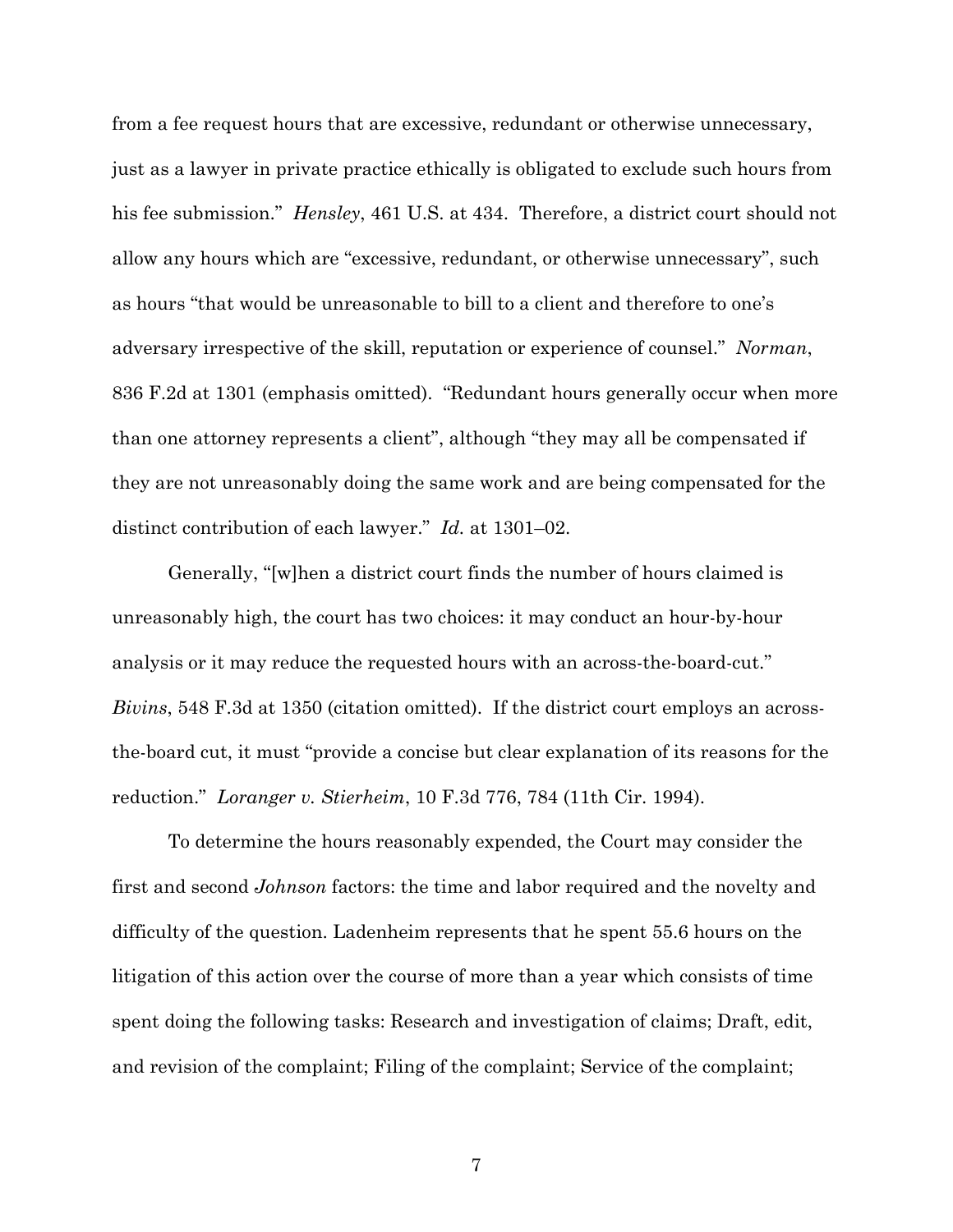from a fee request hours that are excessive, redundant or otherwise unnecessary, just as a lawyer in private practice ethically is obligated to exclude such hours from his fee submission." *Hensley*, 461 U.S. at 434. Therefore, a district court should not allow any hours which are "excessive, redundant, or otherwise unnecessary", such as hours "that would be unreasonable to bill to a client and therefore to one's adversary irrespective of the skill, reputation or experience of counsel." *Norman*, 836 F.2d at 1301 (emphasis omitted). "Redundant hours generally occur when more than one attorney represents a client", although "they may all be compensated if they are not unreasonably doing the same work and are being compensated for the distinct contribution of each lawyer." *Id.* at 1301–02.

Generally, "[w]hen a district court finds the number of hours claimed is unreasonably high, the court has two choices: it may conduct an hour-by-hour analysis or it may reduce the requested hours with an across-the-board-cut." *Bivins*, 548 F.3d at 1350 (citation omitted). If the district court employs an across-the-board cut, it must "provide a concise but clear explanation of its reasons for the reduction." *Loranger v. Stierheim*, 10 F.3d 776, 784 (11th Cir. 1994).

To determine the hours reasonably expended, the Court may consider the first and second *Johnson* factors: the time and labor required and the novelty and difficulty of the question. Ladenheim represents that he spent 55.6 hours on the litigation of this action over the course of more than a year which consists of time spent doing the following tasks: Research and investigation of claims; Draft, edit, and revision of the complaint; Filing of the complaint; Service of the complaint;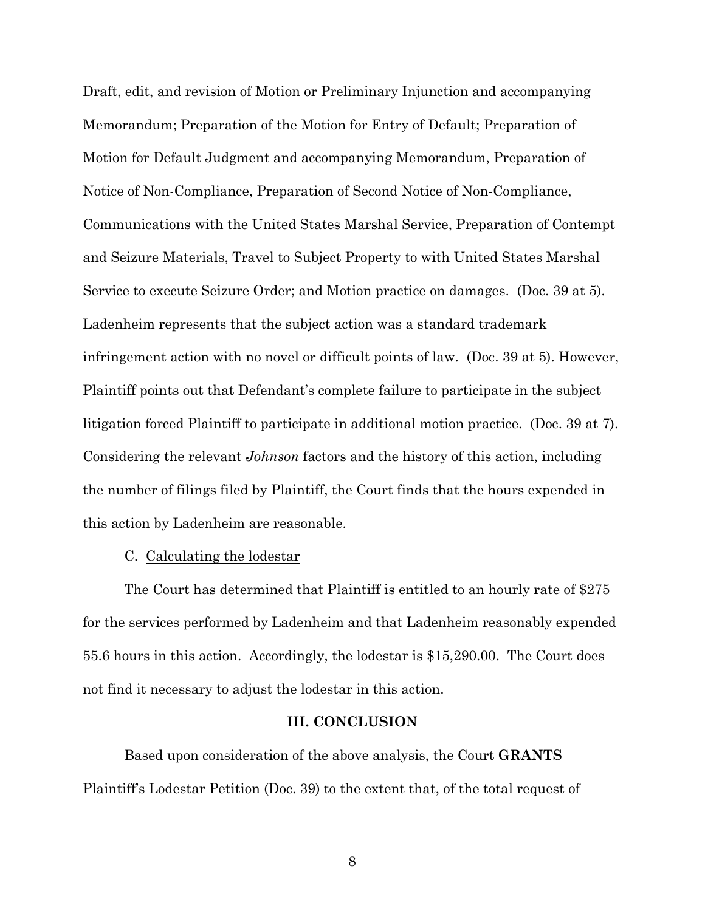Draft, edit, and revision of Motion or Preliminary Injunction and accompanying Memorandum; Preparation of the Motion for Entry of Default; Preparation of Motion for Default Judgment and accompanying Memorandum, Preparation of Notice of Non-Compliance, Preparation of Second Notice of Non-Compliance, Communications with the United States Marshal Service, Preparation of Contempt and Seizure Materials, Travel to Subject Property to with United States Marshal Service to execute Seizure Order; and Motion practice on damages. (Doc. 39 at 5). Ladenheim represents that the subject action was a standard trademark infringement action with no novel or difficult points of law. (Doc. 39 at 5). However, Plaintiff points out that Defendant's complete failure to participate in the subject litigation forced Plaintiff to participate in additional motion practice. (Doc. 39 at 7). Considering the relevant *Johnson* factors and the history of this action, including the number of filings filed by Plaintiff, the Court finds that the hours expended in this action by Ladenheim are reasonable.

C. Calculating the lodestar

The Court has determined that Plaintiff is entitled to an hourly rate of $275 for the services performed by Ladenheim and that Ladenheim reasonably expended 55.6 hours in this action. Accordingly, the lodestar is $15,290.00. The Court does not find it necessary to adjust the lodestar in this action.

## III. CONCLUSION

Based upon consideration of the above analysis, the Court **GRANTS** Plaintiff's Lodestar Petition (Doc. 39) to the extent that, of the total request of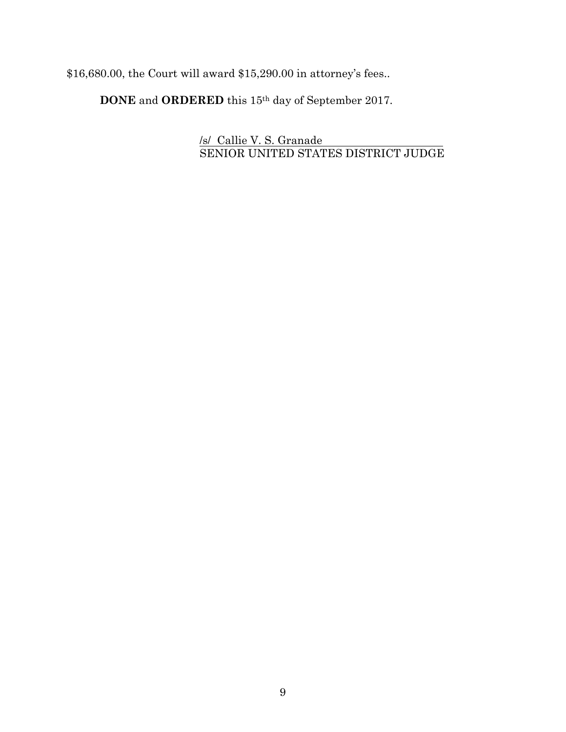$16,680.00, the Court will award $15,290.00 in attorney's fees..

**DONE** and **ORDERED** this 15th day of September 2017.

/s/ Callie V. S. Granade
SENIOR UNITED STATES DISTRICT JUDGE